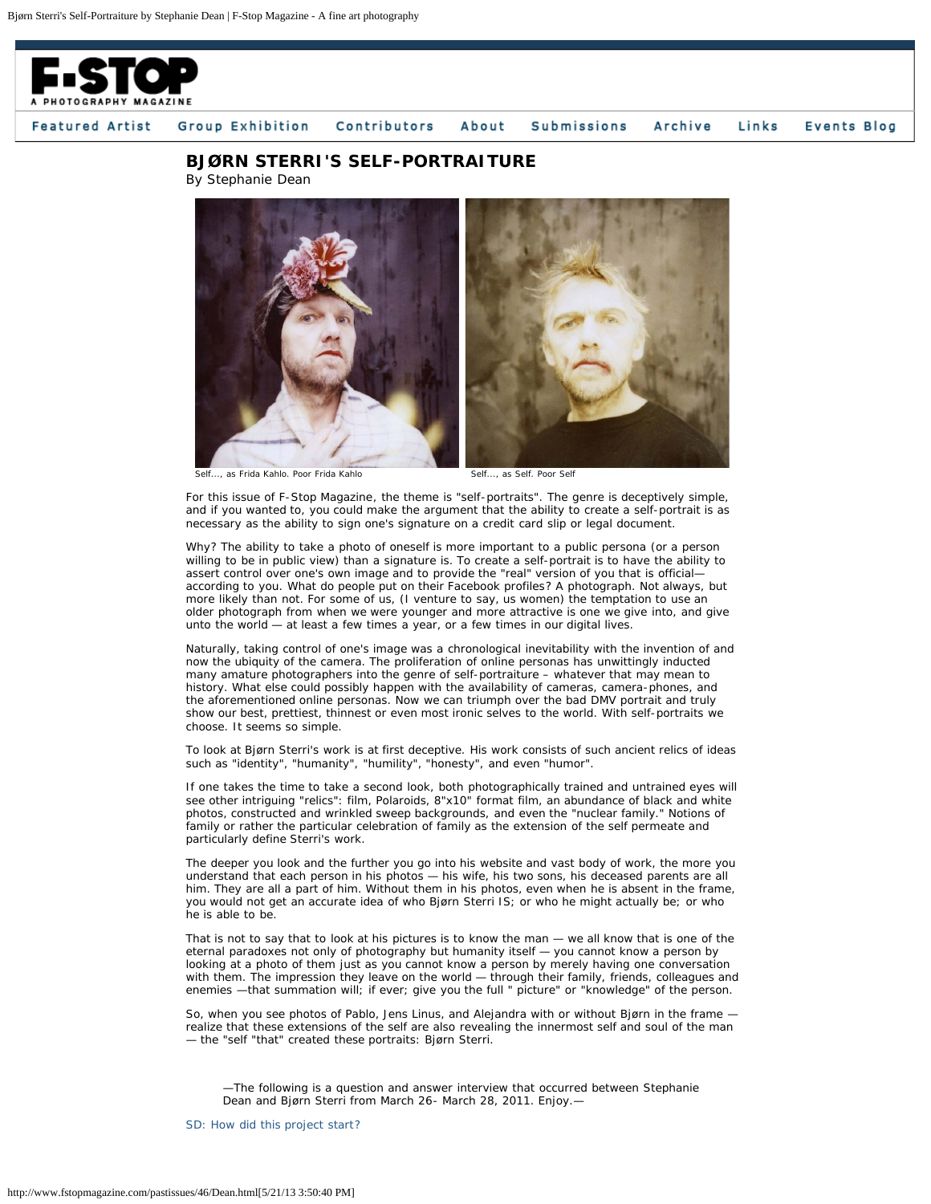# BJØRN STERRI'S SELF-PORTRAITURE

By Stephanie Dean

Self..., as Frida Kahlo. Poor Frida Kahlo

Self..., as Self. Poor Self

For this issue of F-Stop Magazine, the theme is "self-portraits". The genre is deceptively simple, and if you wanted to, you could make the argument that the ability to create a self-portrait is as necessary as the ability to sign one's signature on a credit card slip or legal document.

Why? The ability to take a photo of oneself is more important to a public persona (or a person willing to be in public view) than a signature is. To create a self-portrait is to have the ability to assert control over one's own image and to provide the "real" version of you that is official— according to you. What do people put on their Facebook profiles? A photograph. Not always, but more likely than not. For some of us, (I venture to say, us women) the temptation to use an older photograph from when we were younger and more attractive is one we give into, and give unto the world — at least a few times a year, or a few times in our digital lives.

Naturally, taking control of one's image was a chronological inevitability with the invention of and now the ubiquity of the camera. The proliferation of online personas has unwittingly inducted many amature photographers into the genre of self-portraiture – whatever that may mean to history. What else could possibly happen with the availability of cameras, camera-phones, and the aforementioned online personas. Now we can triumph over the bad DMV portrait and truly show our best, prettiest, thinnest or even most ironic selves to the world. With self-portraits we choose. It seems so simple.

To look at Bjørn Sterri's work is at first deceptive. His work consists of such ancient relics of ideas such as "identity", "humanity", "humility", "honesty", and even "humor".

If one takes the time to take a second look, both photographically trained and untrained eyes will see other intriguing "relics": film, Polaroids, 8"x10" format film, an abundance of black and white photos, constructed and wrinkled sweep backgrounds, and even the "nuclear family." Notions of family or rather the particular celebration of family as the extension of the self permeate and particularly define Sterri's work.

The deeper you look and the further you go into his website and vast body of work, the more you understand that each person in his photos — his wife, his two sons, his deceased parents are all him. They are all a part of him. Without them in his photos, even when he is absent in the frame, you would not get an accurate idea of who Bjørn Sterri IS; or who he might actually be; or who he is able to be.

That is not to say that to look at his pictures is to know the man — we all know that is one of the eternal paradoxes not only of photography but humanity itself — you cannot know a person by looking at a photo of them just as you cannot know a person by merely having one conversation with them. The impression they leave on the world — through their family, friends, colleagues and enemies —that summation will; if ever; give you the full " picture" or "knowledge" of the person.

So, when you see photos of Pablo, Jens Linus, and Alejandra with or without Bjørn in the frame — realize that these extensions of the self are also revealing the innermost self and soul of the man — the "self "that" created these portraits: Bjørn Sterri.

> —The following is a question and answer interview that occurred between Stephanie Dean and Bjørn Sterri from March 26- March 28, 2011. Enjoy.—

SD: How did this project start?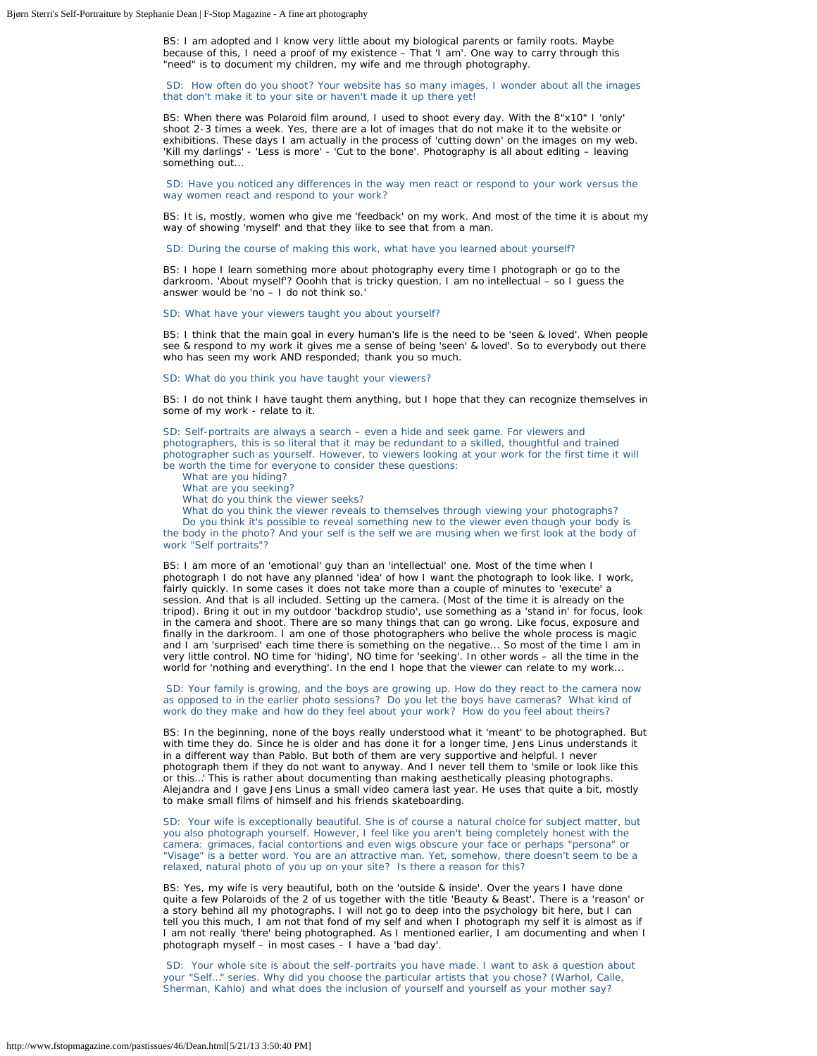BS: I am adopted and I know very little about my biological parents or family roots. Maybe because of this, I need a proof of my existence – That 'I am'. One way to carry through this "need" is to document my children, my wife and me through photography.

SD: How often do you shoot? Your website has so many images, I wonder about all the images that don't make it to your site or haven't made it up there yet!

BS: When there was Polaroid film around, I used to shoot every day. With the 8"x10" I 'only' shoot 2-3 times a week. Yes, there are a lot of images that do not make it to the website or exhibitions. These days I am actually in the process of 'cutting down' on the images on my web. 'Kill my darlings' - 'Less is more' - 'Cut to the bone'. Photography is all about editing – leaving something out...

SD: Have you noticed any differences in the way men react or respond to your work versus the way women react and respond to your work?

BS: It is, mostly, women who give me 'feedback' on my work. And most of the time it is about my way of showing 'myself' and that they like to see that from a man.

SD: During the course of making this work, what have you learned about yourself?

BS: I hope I learn something more about photography every time I photograph or go to the darkroom. 'About myself'? Ooohh that is tricky question. I am no intellectual – so I guess the answer would be 'no – I do not think so.'

SD: What have your viewers taught you about yourself?

BS: I think that the main goal in every human's life is the need to be 'seen & loved'. When people see & respond to my work it gives me a sense of being 'seen' & loved'. So to everybody out there who has seen my work AND responded; thank you so much.

SD: What do you think you have taught your viewers?

BS: I do not think I have taught them anything, but I hope that they can recognize themselves in some of my work - relate to it.

SD: Self-portraits are always a search – even a hide and seek game. For viewers and photographers, this is so literal that it may be redundant to a skilled, thoughtful and trained photographer such as yourself. However, to viewers looking at your work for the first time it will be worth the time for everyone to consider these questions:

What are you hiding?
What are you seeking?
What do you think the viewer seeks?
What do you think the viewer reveals to themselves through viewing your photographs?
Do you think it's possible to reveal something new to the viewer even though your body is the body in the photo? And your self is the self we are musing when we first look at the body of work "Self portraits"?

BS: I am more of an 'emotional' guy than an 'intellectual' one. Most of the time when I photograph I do not have any planned 'idea' of how I want the photograph to look like. I work, fairly quickly. In some cases it does not take more than a couple of minutes to 'execute' a session. And that is all included. Setting up the camera. (Most of the time it is already on the tripod). Bring it out in my outdoor 'backdrop studio', use something as a 'stand in' for focus, look in the camera and shoot. There are so many things that can go wrong. Like focus, exposure and finally in the darkroom. I am one of those photographers who belive the whole process is magic and I am 'surprised' each time there is something on the negative... So most of the time I am in very little control. NO time for 'hiding', NO time for 'seeking'. In other words – all the time in the world for 'nothing and everything'. In the end I hope that the viewer can relate to my work...

SD: Your family is growing, and the boys are growing up. How do they react to the camera now as opposed to in the earlier photo sessions? Do you let the boys have cameras? What kind of work do they make and how do they feel about your work? How do you feel about theirs?

BS: In the beginning, none of the boys really understood what it 'meant' to be photographed. But with time they do. Since he is older and has done it for a longer time, Jens Linus understands it in a different way than Pablo. But both of them are very supportive and helpful. I never photograph them if they do not want to anyway. And I never tell them to 'smile or look like this or this...' This is rather about documenting than making aesthetically pleasing photographs. Alejandra and I gave Jens Linus a small video camera last year. He uses that quite a bit, mostly to make small films of himself and his friends skateboarding.

SD: Your wife is exceptionally beautiful. She is of course a natural choice for subject matter, but you also photograph yourself. However, I feel like you aren't being completely honest with the camera: grimaces, facial contortions and even wigs obscure your face or perhaps "persona" or "Visage" is a better word. You are an attractive man. Yet, somehow, there doesn't seem to be a relaxed, natural photo of you up on your site? Is there a reason for this?

BS: Yes, my wife is very beautiful, both on the 'outside & inside'. Over the years I have done quite a few Polaroids of the 2 of us together with the title 'Beauty & Beast'. There is a 'reason' or a story behind all my photographs. I will not go to deep into the psychology bit here, but I can tell you this much, I am not that fond of my self and when I photograph my self it is almost as if I am not really 'there' being photographed. As I mentioned earlier, I am documenting and when I photograph myself – in most cases – I have a 'bad day'.

SD: Your whole site is about the self-portraits you have made. I want to ask a question about your "Self..." series. Why did you choose the particular artists that you chose? (Warhol, Calle, Sherman, Kahlo) and what does the inclusion of yourself and yourself as your mother say?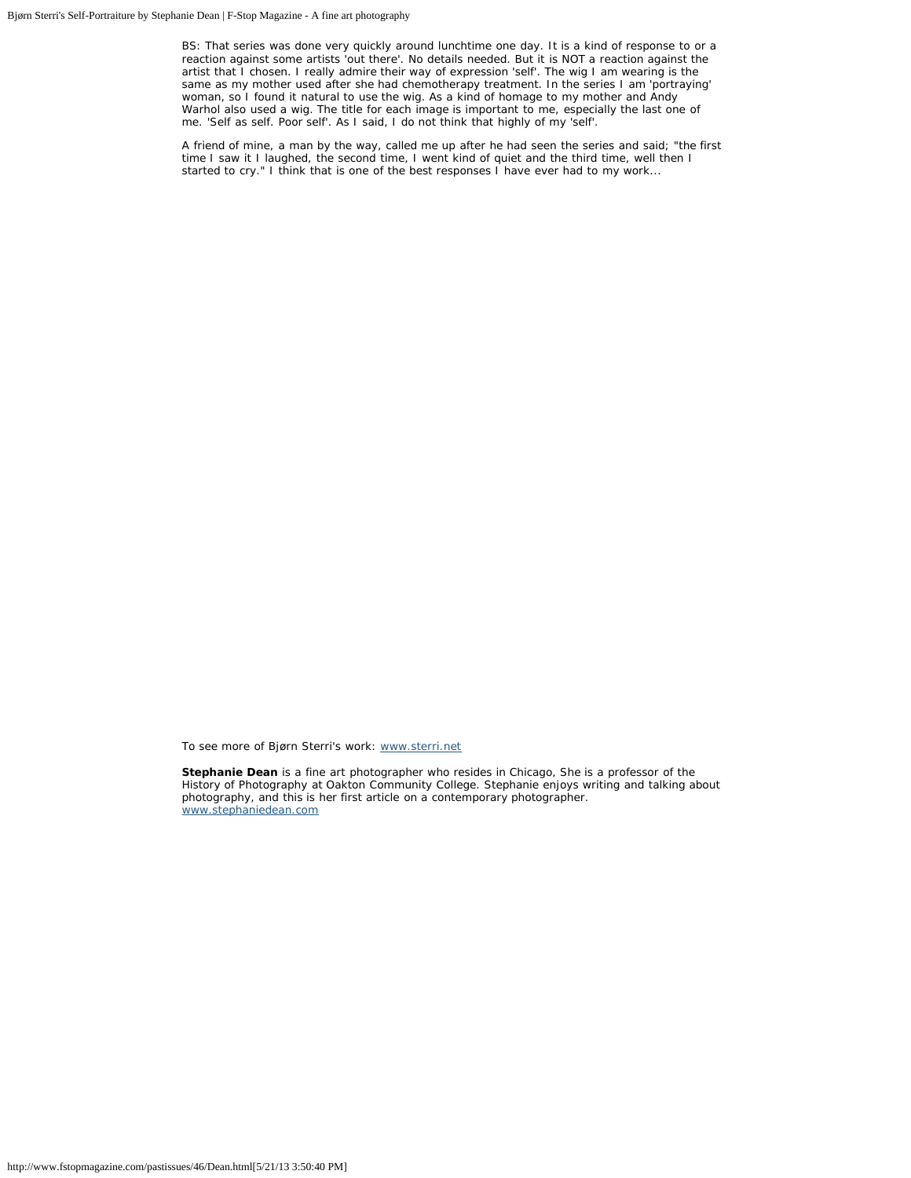BS: That series was done very quickly around lunchtime one day. It is a kind of response to or a reaction against some artists 'out there'. No details needed. But it is NOT a reaction against the artist that I chosen. I really admire their way of expression 'self'. The wig I am wearing is the same as my mother used after she had chemotherapy treatment. In the series I am 'portraying' woman, so I found it natural to use the wig. As a kind of homage to my mother and Andy Warhol also used a wig. The title for each image is important to me, especially the last one of me. 'Self as self. Poor self'. As I said, I do not think that highly of my 'self'.

A friend of mine, a man by the way, called me up after he had seen the series and said; "the first time I saw it I laughed, the second time, I went kind of quiet and the third time, well then I started to cry." I think that is one of the best responses I have ever had to my work...

To see more of Bjørn Sterri's work: [www.sterri.net](http://www.sterri.net)

**Stephanie Dean** is a fine art photographer who resides in Chicago, She is a professor of the History of Photography at Oakton Community College. Stephanie enjoys writing and talking about photography, and this is her first article on a contemporary photographer.
[www.stephaniedean.com](http://www.stephaniedean.com)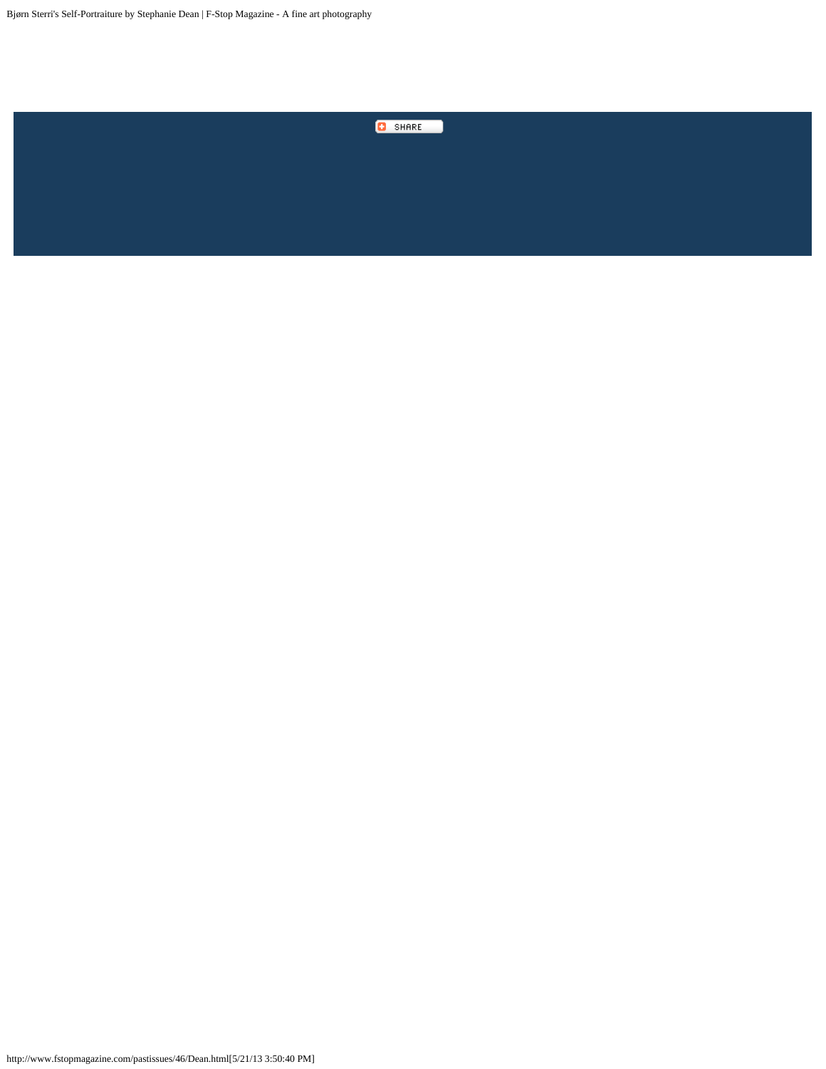SHARE